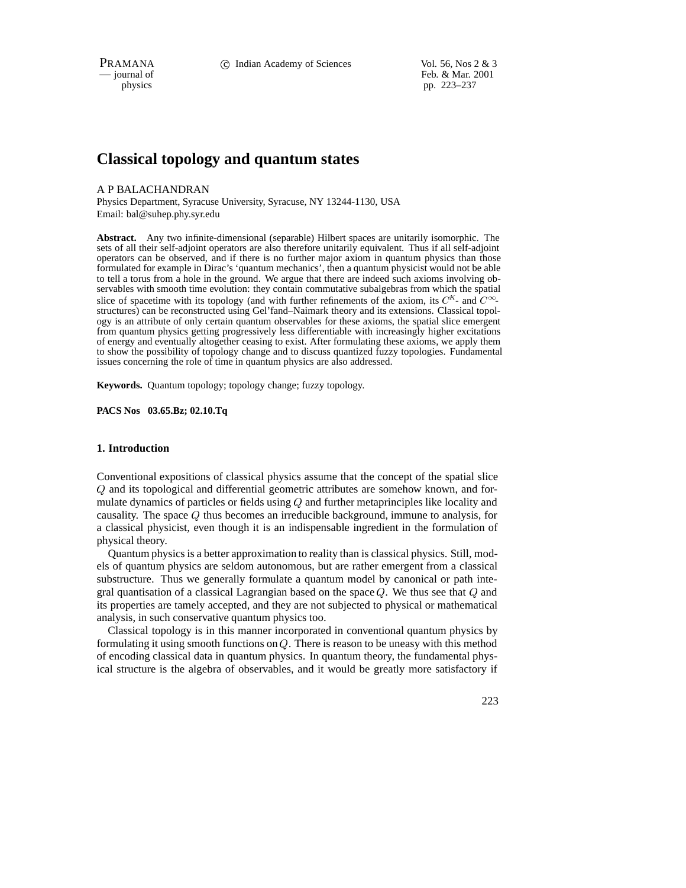# Classical topology and quantum states

A P BALACHANDRAN

Physics Department, Syracuse University, Syracuse, NY 13244-1130, USA

Email: bal@suhep.phy.syr.edu

**Abstract.** Any two infinite-dimensional (separable) Hilbert spaces are unitarily isomorphic. The sets of all their self-adjoint operators are also therefore unitarily equivalent. Thus if all self-adjoint operators can be observed, and if there is no further major axiom in quantum physics than those formulated for example in Dirac's 'quantum mechanics', then a quantum physicist would not be able to tell a torus from a hole in the ground. We argue that there are indeed such axioms involving observables with smooth time evolution: they contain commutative subalgebras from which the spatial slice of spacetime with its topology (and with further refinements of the axiom, its $C^K$- and $C^\infty$-structures) can be reconstructed using Gel'fand–Naimark theory and its extensions. Classical topology is an attribute of only certain quantum observables for these axioms, the spatial slice emergent from quantum physics getting progressively less differentiable with increasingly higher excitations of energy and eventually altogether ceasing to exist. After formulating these axioms, we apply them to show the possibility of topology change and to discuss quantized fuzzy topologies. Fundamental issues concerning the role of time in quantum physics are also addressed.

**Keywords.** Quantum topology; topology change; fuzzy topology.

**PACS Nos** **03.65.Bz; 02.10.Tq**

## 1. Introduction

Conventional expositions of classical physics assume that the concept of the spatial slice $Q$ and its topological and differential geometric attributes are somehow known, and formulate dynamics of particles or fields using $Q$ and further metaprinciples like locality and causality. The space $Q$ thus becomes an irreducible background, immune to analysis, for a classical physicist, even though it is an indispensable ingredient in the formulation of physical theory.

Quantum physics is a better approximation to reality than is classical physics. Still, models of quantum physics are seldom autonomous, but are rather emergent from a classical substructure. Thus we generally formulate a quantum model by canonical or path integral quantisation of a classical Lagrangian based on the space $Q$. We thus see that $Q$ and its properties are tamely accepted, and they are not subjected to physical or mathematical analysis, in such conservative quantum physics too.

Classical topology is in this manner incorporated in conventional quantum physics by formulating it using smooth functions on $Q$. There is reason to be uneasy with this method of encoding classical data in quantum physics. In quantum theory, the fundamental physical structure is the algebra of observables, and it would be greatly more satisfactory if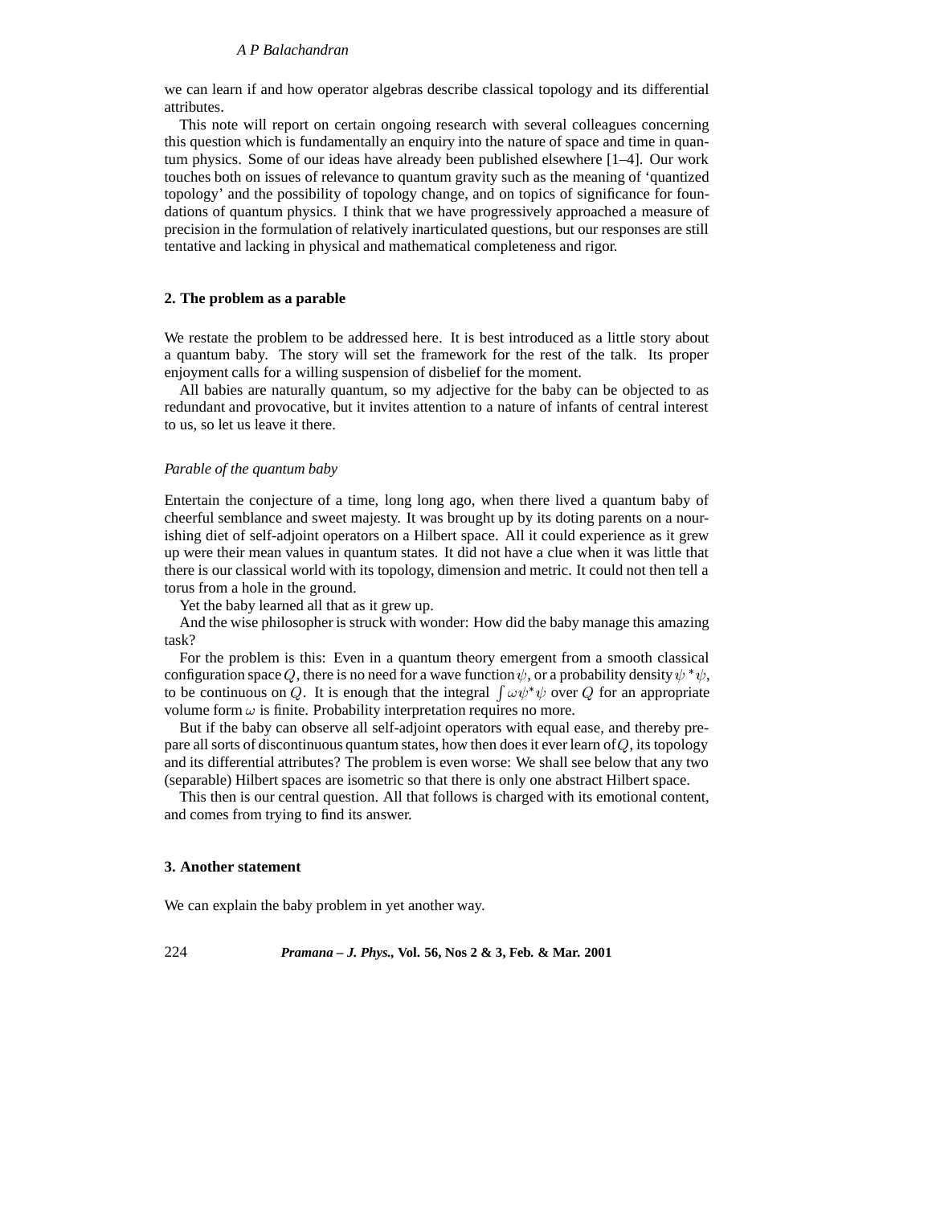we can learn if and how operator algebras describe classical topology and its differential attributes.

This note will report on certain ongoing research with several colleagues concerning this question which is fundamentally an enquiry into the nature of space and time in quantum physics. Some of our ideas have already been published elsewhere [1–4]. Our work touches both on issues of relevance to quantum gravity such as the meaning of 'quantized topology' and the possibility of topology change, and on topics of significance for foundations of quantum physics. I think that we have progressively approached a measure of precision in the formulation of relatively inarticulated questions, but our responses are still tentative and lacking in physical and mathematical completeness and rigor.

## 2. The problem as a parable

We restate the problem to be addressed here. It is best introduced as a little story about a quantum baby. The story will set the framework for the rest of the talk. Its proper enjoyment calls for a willing suspension of disbelief for the moment.

All babies are naturally quantum, so my adjective for the baby can be objected to as redundant and provocative, but it invites attention to a nature of infants of central interest to us, so let us leave it there.

### *Parable of the quantum baby*

Entertain the conjecture of a time, long long ago, when there lived a quantum baby of cheerful semblance and sweet majesty. It was brought up by its doting parents on a nourishing diet of self-adjoint operators on a Hilbert space. All it could experience as it grew up were their mean values in quantum states. It did not have a clue when it was little that there is our classical world with its topology, dimension and metric. It could not then tell a torus from a hole in the ground.

Yet the baby learned all that as it grew up.

And the wise philosopher is struck with wonder: How did the baby manage this amazing task?

For the problem is this: Even in a quantum theory emergent from a smooth classical configuration space $Q$, there is no need for a wave function $\psi$, or a probability density $\psi^*\psi$, to be continuous on $Q$. It is enough that the integral $\int \omega\psi^*\psi$ over $Q$ for an appropriate volume form $\omega$ is finite. Probability interpretation requires no more.

But if the baby can observe all self-adjoint operators with equal ease, and thereby prepare all sorts of discontinuous quantum states, how then does it ever learn of $Q$, its topology and its differential attributes? The problem is even worse: We shall see below that any two (separable) Hilbert spaces are isometric so that there is only one abstract Hilbert space.

This then is our central question. All that follows is charged with its emotional content, and comes from trying to find its answer.

## 3. Another statement

We can explain the baby problem in yet another way.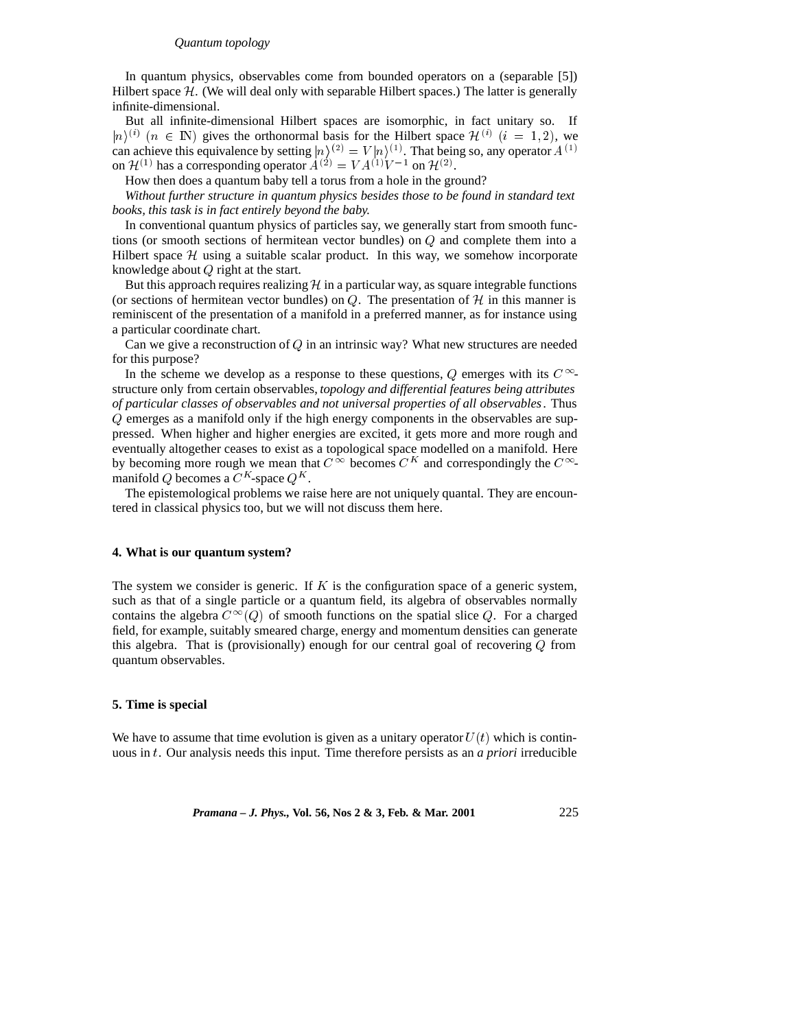In quantum physics, observables come from bounded operators on a (separable [5]) Hilbert space $\mathcal{H}$. (We will deal only with separable Hilbert spaces.) The latter is generally infinite-dimensional.

But all infinite-dimensional Hilbert spaces are isomorphic, in fact unitary so. If $|n\rangle^{(i)}$ ($n \in \mathbb{N}$) gives the orthonormal basis for the Hilbert space $\mathcal{H}^{(i)}$ ($i = 1, 2$), we can achieve this equivalence by setting $|n\rangle^{(2)} = V|n\rangle^{(1)}$. That being so, any operator $A^{(1)}$ on $\mathcal{H}^{(1)}$ has a corresponding operator $A^{(2)} = VA^{(1)}V^{-1}$ on $\mathcal{H}^{(2)}$.

How then does a quantum baby tell a torus from a hole in the ground?

*Without further structure in quantum physics besides those to be found in standard text books, this task is in fact entirely beyond the baby.*

In conventional quantum physics of particles say, we generally start from smooth functions (or smooth sections of hermitean vector bundles) on $Q$ and complete them into a Hilbert space $\mathcal{H}$ using a suitable scalar product. In this way, we somehow incorporate knowledge about $Q$ right at the start.

But this approach requires realizing $\mathcal{H}$ in a particular way, as square integrable functions (or sections of hermitean vector bundles) on $Q$. The presentation of $\mathcal{H}$ in this manner is reminiscent of the presentation of a manifold in a preferred manner, as for instance using a particular coordinate chart.

Can we give a reconstruction of $Q$ in an intrinsic way? What new structures are needed for this purpose?

In the scheme we develop as a response to these questions, $Q$ emerges with its $C^\infty$-structure only from certain observables, *topology and differential features being attributes of particular classes of observables and not universal properties of all observables*. Thus $Q$ emerges as a manifold only if the high energy components in the observables are suppressed. When higher and higher energies are excited, it gets more and more rough and eventually altogether ceases to exist as a topological space modelled on a manifold. Here by becoming more rough we mean that $C^\infty$ becomes $C^K$ and correspondingly the $C^\infty$-manifold $Q$ becomes a $C^K$-space $Q^K$.

The epistemological problems we raise here are not uniquely quantal. They are encountered in classical physics too, but we will not discuss them here.

## 4. What is our quantum system?

The system we consider is generic. If $K$ is the configuration space of a generic system, such as that of a single particle or a quantum field, its algebra of observables normally contains the algebra $C^\infty(Q)$ of smooth functions on the spatial slice $Q$. For a charged field, for example, suitably smeared charge, energy and momentum densities can generate this algebra. That is (provisionally) enough for our central goal of recovering $Q$ from quantum observables.

## 5. Time is special

We have to assume that time evolution is given as a unitary operator $U(t)$ which is continuous in $t$. Our analysis needs this input. Time therefore persists as an *a priori* irreducible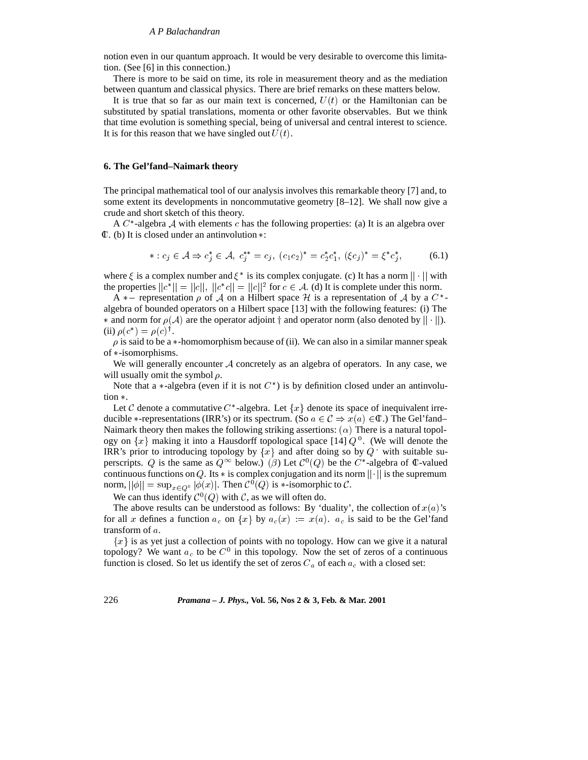notion even in our quantum approach. It would be very desirable to overcome this limitation. (See [6] in this connection.)

There is more to be said on time, its role in measurement theory and as the mediation between quantum and classical physics. There are brief remarks on these matters below.

It is true that so far as our main text is concerned, $U(t)$ or the Hamiltonian can be substituted by spatial translations, momenta or other favorite observables. But we think that time evolution is something special, being of universal and central interest to science. It is for this reason that we have singled out $U(t)$.

## 6. The Gel'fand–Naimark theory

The principal mathematical tool of our analysis involves this remarkable theory [7] and, to some extent its developments in noncommutative geometry [8–12]. We shall now give a crude and short sketch of this theory.

A $C^*$-algebra $\mathcal{A}$ with elements $c$ has the following properties: (a) It is an algebra over $\mathbb{C}$. (b) It is closed under an antinvolution $*$:

$$* : c_j \in \mathcal{A} \Rightarrow c_j^* \in \mathcal{A},\ c_j^{**} = c_j,\ (c_1 c_2)^* = c_2^* c_1^*,\ (\xi c_j)^* = \xi^* c_j^*, \tag{6.1}$$

where $\xi$ is a complex number and $\xi^*$ is its complex conjugate. (c) It has a norm $||\cdot||$ with the properties $||c^*|| = ||c||,\ ||c^* c|| = ||c||^2$ for $c \in \mathcal{A}$. (d) It is complete under this norm.

A $*-$ representation $\rho$ of $\mathcal{A}$ on a Hilbert space $\mathcal{H}$ is a representation of $\mathcal{A}$ by a $C^*$-algebra of bounded operators on a Hilbert space [13] with the following features: (i) The $*$ and norm for $\rho(\mathcal{A})$ are the operator adjoint $\dagger$ and operator norm (also denoted by $||\cdot||$). (ii) $\rho(c^*) = \rho(c)^\dagger$.

$\rho$ is said to be a $*$-homomorphism because of (ii). We can also in a similar manner speak of $*$-isomorphisms.

We will generally encounter $\mathcal{A}$ concretely as an algebra of operators. In any case, we will usually omit the symbol $\rho$.

Note that a $*$-algebra (even if it is not $C^*$) is by definition closed under an antinvolution $*$.

Let $\mathcal{C}$ denote a commutative $C^*$-algebra. Let $\{x\}$ denote its space of inequivalent irreducible $*$-representations (IRR's) or its spectrum. (So $a \in \mathcal{C} \Rightarrow x(a) \in \mathbb{C}$.) The Gel'fand–Naimark theory then makes the following striking assertions: $(\alpha)$ There is a natural topology on $\{x\}$ making it into a Hausdorff topological space [14] $Q^0$. (We will denote the IRR's prior to introducing topology by $\{x\}$ and after doing so by $Q^\cdot$ with suitable superscripts. $Q$ is the same as $Q^\infty$ below.) $(\beta)$ Let $\mathcal{C}^0(Q)$ be the $C^*$-algebra of $\mathbb{C}$-valued continuous functions on $Q$. Its $*$ is complex conjugation and its norm $||\cdot||$ is the supremum norm, $||\phi|| = \sup_{x\in Q^0} |\phi(x)|$. Then $\mathcal{C}^0(Q)$ is $*$-isomorphic to $\mathcal{C}$.

We can thus identify $\mathcal{C}^0(Q)$ with $\mathcal{C}$, as we will often do.

The above results can be understood as follows: By 'duality', the collection of $x(a)$'s for all $x$ defines a function $a_c$ on $\{x\}$ by $a_c(x) := x(a)$. $a_c$ is said to be the Gel'fand transform of $a$.

$\{x\}$ is as yet just a collection of points with no topology. How can we give it a natural topology? We want $a_c$ to be $C^0$ in this topology. Now the set of zeros of a continuous function is closed. So let us identify the set of zeros $C_a$ of each $a_c$ with a closed set: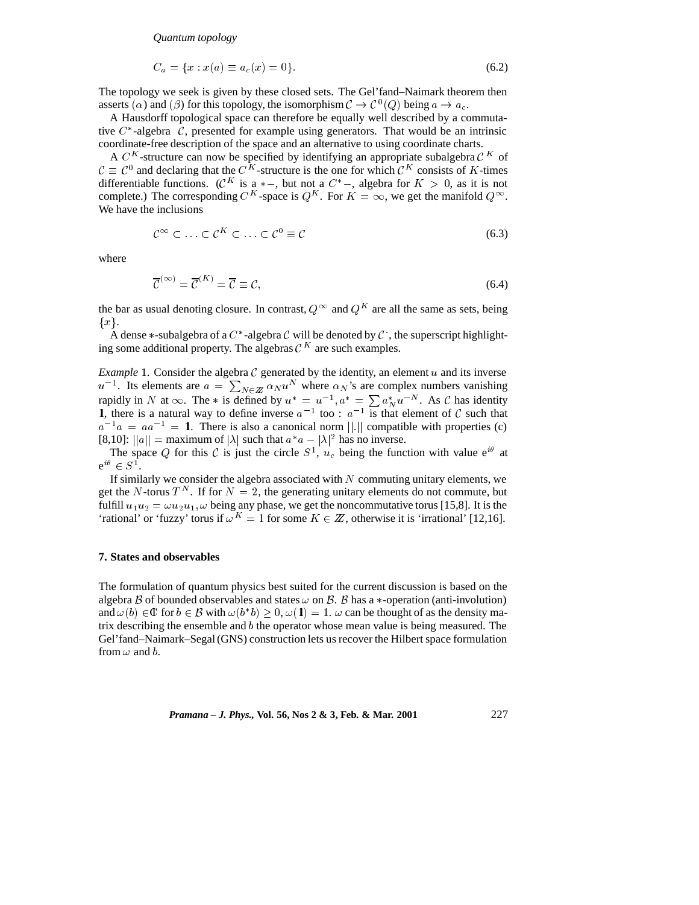$$C_a = \{x : x(a) \equiv a_c(x) = 0\}. \tag{6.2}$$

The topology we seek is given by these closed sets. The Gel'fand–Naimark theorem then asserts $(\alpha)$ and $(\beta)$ for this topology, the isomorphism $\mathcal{C} \to \mathcal{C}^0(Q)$ being $a \to a_c$.

A Hausdorff topological space can therefore be equally well described by a commutative $C^*$-algebra $\mathcal{C}$, presented for example using generators. That would be an intrinsic coordinate-free description of the space and an alternative to using coordinate charts.

A $C^K$-structure can now be specified by identifying an appropriate subalgebra $\mathcal{C}^K$ of $\mathcal{C} \equiv \mathcal{C}^0$ and declaring that the $C^K$-structure is the one for which $\mathcal{C}^K$ consists of $K$-times differentiable functions. ($\mathcal{C}^K$ is a $*-$, but not a $C^*-$, algebra for $K > 0$, as it is not complete.) The corresponding $C^K$-space is $Q^K$. For $K = \infty$, we get the manifold $Q^\infty$. We have the inclusions

$$\mathcal{C}^\infty \subset \ldots \subset \mathcal{C}^K \subset \ldots \subset \mathcal{C}^0 \equiv \mathcal{C} \tag{6.3}$$

where

$$\overline{\mathcal{C}}^{(\infty)} = \overline{\mathcal{C}}^{(K)} = \overline{\mathcal{C}} \equiv \mathcal{C}, \tag{6.4}$$

the bar as usual denoting closure. In contrast, $Q^\infty$ and $Q^K$ are all the same as sets, being $\{x\}$.

A dense $*$-subalgebra of a $C^*$-algebra $\mathcal{C}$ will be denoted by $\mathcal{C}^{\cdot}$, the superscript highlighting some additional property. The algebras $\mathcal{C}^K$ are such examples.

*Example* 1. Consider the algebra $\mathcal{C}$ generated by the identity, an element $u$ and its inverse $u^{-1}$. Its elements are $a = \sum_{N \in \mathbb{Z}} \alpha_N u^N$ where $\alpha_N$'s are complex numbers vanishing rapidly in $N$ at $\infty$. The $*$ is defined by $u^* = u^{-1}, a^* = \sum a_N^* u^{-N}$. As $\mathcal{C}$ has identity $\mathbf{1}$, there is a natural way to define inverse $a^{-1}$ too : $a^{-1}$ is that element of $\mathcal{C}$ such that $a^{-1}a = aa^{-1} = \mathbf{1}$. There is also a canonical norm $||.||$ compatible with properties (c) [8,10]: $||a|| =$ maximum of $|\lambda|$ such that $a^*a - |\lambda|^2$ has no inverse.

The space $Q$ for this $\mathcal{C}$ is just the circle $S^1$, $u_c$ being the function with value $e^{i\theta}$ at $e^{i\theta} \in S^1$.

If similarly we consider the algebra associated with $N$ commuting unitary elements, we get the $N$-torus $T^N$. If for $N = 2$, the generating unitary elements do not commute, but fulfill $u_1 u_2 = \omega u_2 u_1, \omega$ being any phase, we get the noncommutative torus [15,8]. It is the 'rational' or 'fuzzy' torus if $\omega^K = 1$ for some $K \in \mathbb{Z}$, otherwise it is 'irrational' [12,16].

## 7. States and observables

The formulation of quantum physics best suited for the current discussion is based on the algebra $\mathcal{B}$ of bounded observables and states $\omega$ on $\mathcal{B}$. $\mathcal{B}$ has a $*$-operation (anti-involution) and $\omega(b) \in \mathbb{C}$ for $b \in \mathcal{B}$ with $\omega(b^*b) \geq 0, \omega(\mathbf{1}) = 1$. $\omega$ can be thought of as the density matrix describing the ensemble and $b$ the operator whose mean value is being measured. The Gel'fand–Naimark–Segal (GNS) construction lets us recover the Hilbert space formulation from $\omega$ and $b$.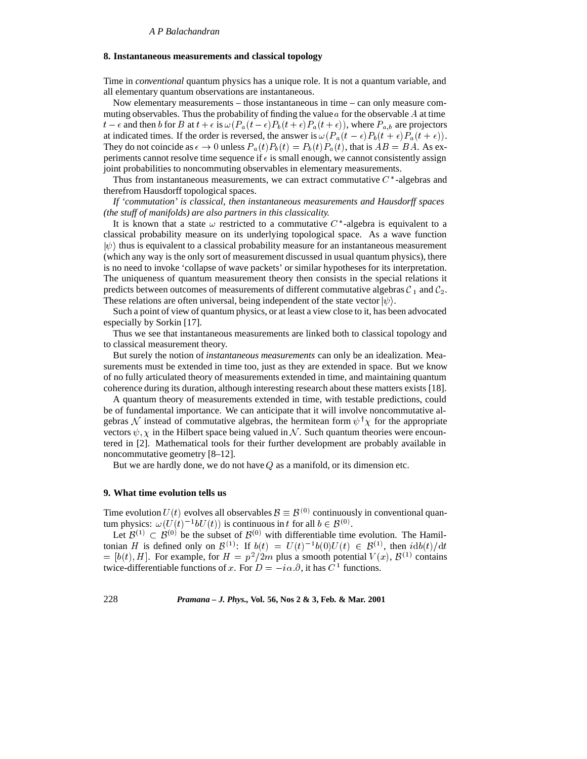## 8. Instantaneous measurements and classical topology

Time in *conventional* quantum physics has a unique role. It is not a quantum variable, and all elementary quantum observations are instantaneous.

Now elementary measurements – those instantaneous in time – can only measure commuting observables. Thus the probability of finding the value $a$ for the observable $A$ at time $t-\epsilon$ and then $b$ for $B$ at $t+\epsilon$ is $\omega(P_a(t-\epsilon)P_b(t+\epsilon)P_a(t+\epsilon))$, where $P_{a,b}$ are projectors at indicated times. If the order is reversed, the answer is $\omega(P_a(t-\epsilon)P_b(t+\epsilon)P_a(t+\epsilon))$. They do not coincide as $\epsilon \to 0$ unless $P_a(t)P_b(t) = P_b(t)P_a(t)$, that is $AB = BA$. As experiments cannot resolve time sequence if $\epsilon$ is small enough, we cannot consistently assign joint probabilities to noncommuting observables in elementary measurements.

Thus from instantaneous measurements, we can extract commutative $C^*$-algebras and therefrom Hausdorff topological spaces.

*If 'commutation' is classical, then instantaneous measurements and Hausdorff spaces (the stuff of manifolds) are also partners in this classicality.*

It is known that a state $\omega$ restricted to a commutative $C^*$-algebra is equivalent to a classical probability measure on its underlying topological space. As a wave function $|\psi\rangle$ thus is equivalent to a classical probability measure for an instantaneous measurement (which any way is the only sort of measurement discussed in usual quantum physics), there is no need to invoke 'collapse of wave packets' or similar hypotheses for its interpretation. The uniqueness of quantum measurement theory then consists in the special relations it predicts between outcomes of measurements of different commutative algebras $\mathcal{C}_1$ and $\mathcal{C}_2$. These relations are often universal, being independent of the state vector $|\psi\rangle$.

Such a point of view of quantum physics, or at least a view close to it, has been advocated especially by Sorkin [17].

Thus we see that instantaneous measurements are linked both to classical topology and to classical measurement theory.

But surely the notion of *instantaneous measurements* can only be an idealization. Measurements must be extended in time too, just as they are extended in space. But we know of no fully articulated theory of measurements extended in time, and maintaining quantum coherence during its duration, although interesting research about these matters exists [18].

A quantum theory of measurements extended in time, with testable predictions, could be of fundamental importance. We can anticipate that it will involve noncommutative algebras $\mathcal{N}$ instead of commutative algebras, the hermitean form $\psi^\dagger\chi$ for the appropriate vectors $\psi, \chi$ in the Hilbert space being valued in $\mathcal{N}$. Such quantum theories were encountered in [2]. Mathematical tools for their further development are probably available in noncommutative geometry [8–12].

But we are hardly done, we do not have $Q$ as a manifold, or its dimension etc.

## 9. What time evolution tells us

Time evolution $U(t)$ evolves all observables $\mathcal{B} \equiv \mathcal{B}^{(0)}$ continuously in conventional quantum physics: $\omega(U(t)^{-1}bU(t))$ is continuous in $t$ for all $b \in \mathcal{B}^{(0)}$.

Let $\mathcal{B}^{(1)} \subset \mathcal{B}^{(0)}$ be the subset of $\mathcal{B}^{(0)}$ with differentiable time evolution. The Hamiltonian $H$ is defined only on $\mathcal{B}^{(1)}$: If $b(t) = U(t)^{-1}b(0)U(t) \in \mathcal{B}^{(1)}$, then $i\mathrm{d}b(t)/\mathrm{d}t = [b(t), H]$. For example, for $H = p^2/2m$ plus a smooth potential $V(x)$, $\mathcal{B}^{(1)}$ contains twice-differentiable functions of $x$. For $D = -i\alpha.\partial$, it has $C^1$ functions.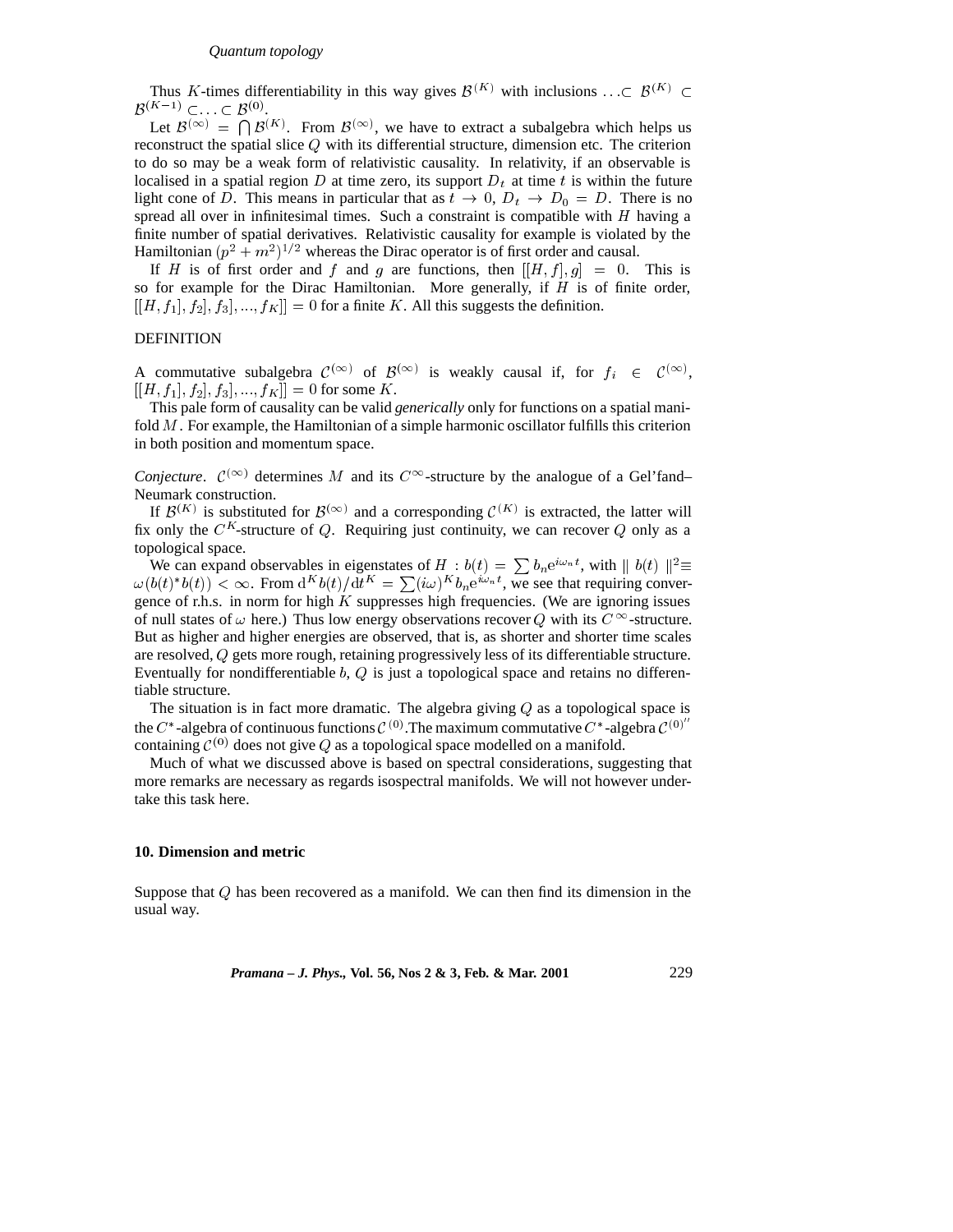Thus $K$-times differentiability in this way gives $\mathcal{B}^{(K)}$ with inclusions $\ldots \subset \mathcal{B}^{(K)} \subset \mathcal{B}^{(K-1)} \subset \ldots \subset \mathcal{B}^{(0)}$.

Let $\mathcal{B}^{(\infty)} = \bigcap \mathcal{B}^{(K)}$. From $\mathcal{B}^{(\infty)}$, we have to extract a subalgebra which helps us reconstruct the spatial slice $Q$ with its differential structure, dimension etc. The criterion to do so may be a weak form of relativistic causality. In relativity, if an observable is localised in a spatial region $D$ at time zero, its support $D_t$ at time $t$ is within the future light cone of $D$. This means in particular that as $t \to 0$, $D_t \to D_0 = D$. There is no spread all over in infinitesimal times. Such a constraint is compatible with $H$ having a finite number of spatial derivatives. Relativistic causality for example is violated by the Hamiltonian $(p^2 + m^2)^{1/2}$ whereas the Dirac operator is of first order and causal.

If $H$ is of first order and $f$ and $g$ are functions, then $[[H, f], g] = 0$. This is so for example for the Dirac Hamiltonian. More generally, if $H$ is of finite order, $[[H, f_1], f_2], f_3], \ldots, f_K]] = 0$ for a finite $K$. All this suggests the definition.

DEFINITION

A commutative subalgebra $\mathcal{C}^{(\infty)}$ of $\mathcal{B}^{(\infty)}$ is weakly causal if, for $f_i \in \mathcal{C}^{(\infty)}$, $[[H, f_1], f_2], f_3], \ldots, f_K]] = 0$ for some $K$.

This pale form of causality can be valid *generically* only for functions on a spatial manifold $M$. For example, the Hamiltonian of a simple harmonic oscillator fulfills this criterion in both position and momentum space.

*Conjecture*. $\mathcal{C}^{(\infty)}$ determines $M$ and its $C^{\infty}$-structure by the analogue of a Gel'fand–Neumark construction.

If $\mathcal{B}^{(K)}$ is substituted for $\mathcal{B}^{(\infty)}$ and a corresponding $\mathcal{C}^{(K)}$ is extracted, the latter will fix only the $C^K$-structure of $Q$. Requiring just continuity, we can recover $Q$ only as a topological space.

We can expand observables in eigenstates of $H$ : $b(t) = \sum b_n \mathrm{e}^{i\omega_n t}$, with $\| b(t) \|^2 \equiv \omega(b(t)^* b(t)) < \infty$. From $\mathrm{d}^K b(t)/\mathrm{d}t^K = \sum (i\omega)^K b_n \mathrm{e}^{i\omega_n t}$, we see that requiring convergence of r.h.s. in norm for high $K$ suppresses high frequencies. (We are ignoring issues of null states of $\omega$ here.) Thus low energy observations recover $Q$ with its $C^{\infty}$-structure. But as higher and higher energies are observed, that is, as shorter and shorter time scales are resolved, $Q$ gets more rough, retaining progressively less of its differentiable structure. Eventually for nondifferentiable $b$, $Q$ is just a topological space and retains no differentiable structure.

The situation is in fact more dramatic. The algebra giving $Q$ as a topological space is the $C^*$-algebra of continuous functions $\mathcal{C}^{(0)}$. The maximum commutative $C^*$-algebra $\mathcal{C}^{(0)''}$ containing $\mathcal{C}^{(0)}$ does not give $Q$ as a topological space modelled on a manifold.

Much of what we discussed above is based on spectral considerations, suggesting that more remarks are necessary as regards isospectral manifolds. We will not however undertake this task here.

## 10. Dimension and metric

Suppose that $Q$ has been recovered as a manifold. We can then find its dimension in the usual way.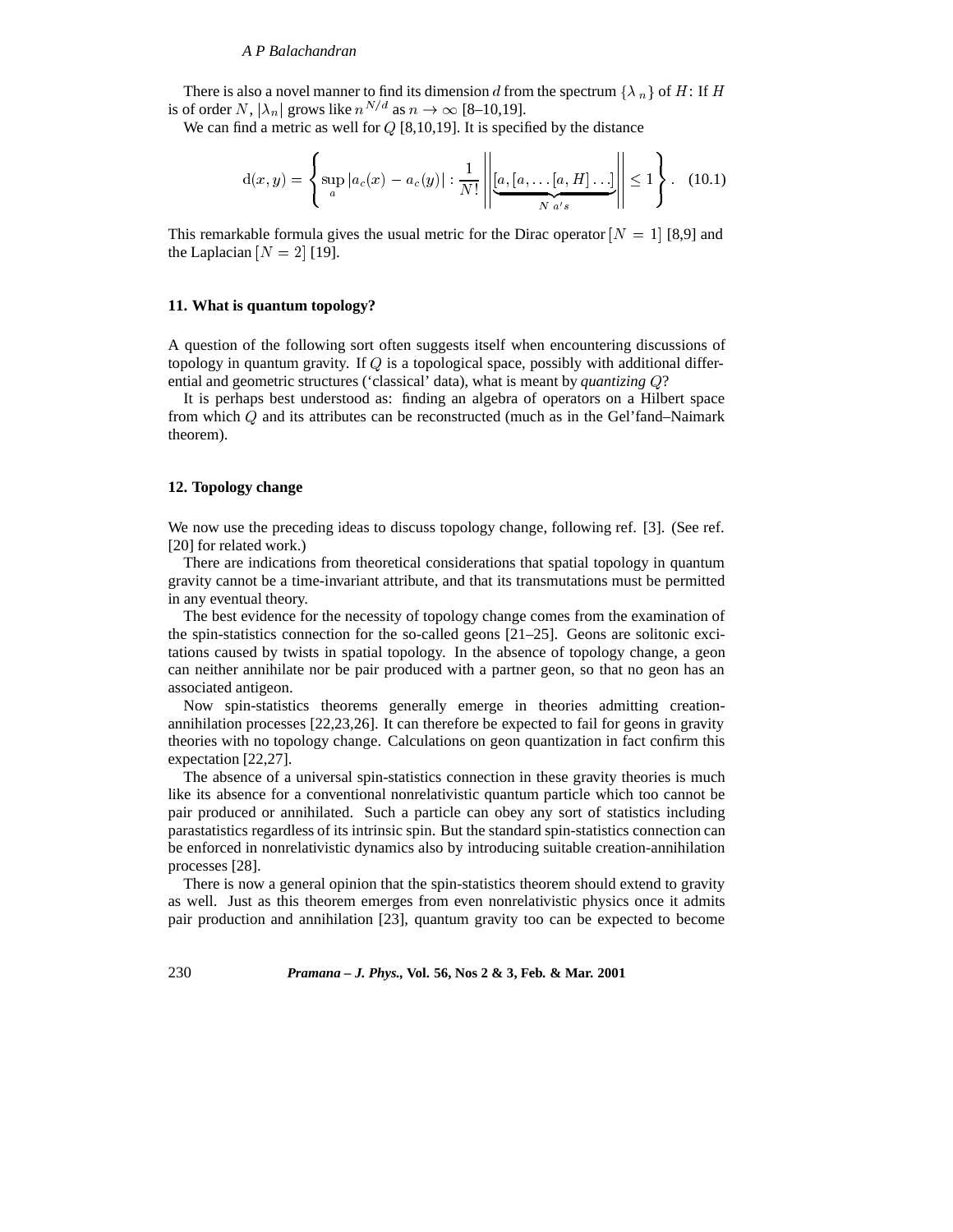There is also a novel manner to find its dimension $d$ from the spectrum $\{\lambda_n\}$ of $H$: If $H$ is of order $N$, $|\lambda_n|$ grows like $n^{N/d}$ as $n \to \infty$ [8–10,19].

We can find a metric as well for $Q$ [8,10,19]. It is specified by the distance

$$\mathrm{d}(x,y) = \left\{ \sup_a |a_c(x) - a_c(y)| : \frac{1}{N!} \left\| \underbrace{[a,[a,\ldots[a,H]\ldots]}_{N\ a's} \right\| \leq 1 \right\}. \quad (10.1)$$

This remarkable formula gives the usual metric for the Dirac operator $[N=1]$ [8,9] and the Laplacian $[N=2]$ [19].

## 11. What is quantum topology?

A question of the following sort often suggests itself when encountering discussions of topology in quantum gravity. If $Q$ is a topological space, possibly with additional differential and geometric structures ('classical' data), what is meant by *quantizing* $Q$?

It is perhaps best understood as: finding an algebra of operators on a Hilbert space from which $Q$ and its attributes can be reconstructed (much as in the Gel'fand–Naimark theorem).

## 12. Topology change

We now use the preceding ideas to discuss topology change, following ref. [3]. (See ref. [20] for related work.)

There are indications from theoretical considerations that spatial topology in quantum gravity cannot be a time-invariant attribute, and that its transmutations must be permitted in any eventual theory.

The best evidence for the necessity of topology change comes from the examination of the spin-statistics connection for the so-called geons [21–25]. Geons are solitonic excitations caused by twists in spatial topology. In the absence of topology change, a geon can neither annihilate nor be pair produced with a partner geon, so that no geon has an associated antigeon.

Now spin-statistics theorems generally emerge in theories admitting creation-annihilation processes [22,23,26]. It can therefore be expected to fail for geons in gravity theories with no topology change. Calculations on geon quantization in fact confirm this expectation [22,27].

The absence of a universal spin-statistics connection in these gravity theories is much like its absence for a conventional nonrelativistic quantum particle which too cannot be pair produced or annihilated. Such a particle can obey any sort of statistics including parastatistics regardless of its intrinsic spin. But the standard spin-statistics connection can be enforced in nonrelativistic dynamics also by introducing suitable creation-annihilation processes [28].

There is now a general opinion that the spin-statistics theorem should extend to gravity as well. Just as this theorem emerges from even nonrelativistic physics once it admits pair production and annihilation [23], quantum gravity too can be expected to become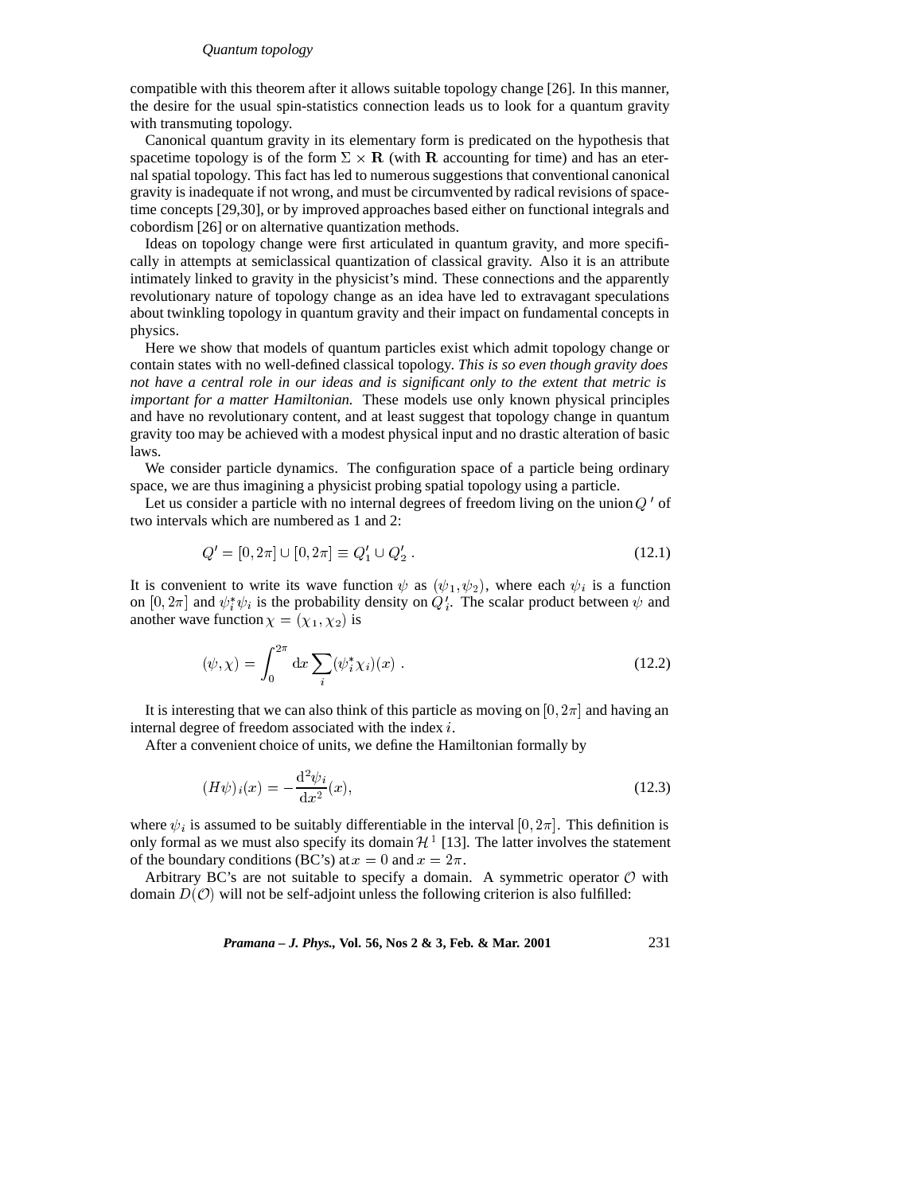compatible with this theorem after it allows suitable topology change [26]. In this manner, the desire for the usual spin-statistics connection leads us to look for a quantum gravity with transmuting topology.

Canonical quantum gravity in its elementary form is predicated on the hypothesis that spacetime topology is of the form $\Sigma \times \mathbf{R}$ (with $\mathbf{R}$ accounting for time) and has an eternal spatial topology. This fact has led to numerous suggestions that conventional canonical gravity is inadequate if not wrong, and must be circumvented by radical revisions of spacetime concepts [29,30], or by improved approaches based either on functional integrals and cobordism [26] or on alternative quantization methods.

Ideas on topology change were first articulated in quantum gravity, and more specifically in attempts at semiclassical quantization of classical gravity. Also it is an attribute intimately linked to gravity in the physicist's mind. These connections and the apparently revolutionary nature of topology change as an idea have led to extravagant speculations about twinkling topology in quantum gravity and their impact on fundamental concepts in physics.

Here we show that models of quantum particles exist which admit topology change or contain states with no well-defined classical topology. *This is so even though gravity does not have a central role in our ideas and is significant only to the extent that metric is important for a matter Hamiltonian.* These models use only known physical principles and have no revolutionary content, and at least suggest that topology change in quantum gravity too may be achieved with a modest physical input and no drastic alteration of basic laws.

We consider particle dynamics. The configuration space of a particle being ordinary space, we are thus imagining a physicist probing spatial topology using a particle.

Let us consider a particle with no internal degrees of freedom living on the union $Q'$ of two intervals which are numbered as 1 and 2:

$$Q' = [0, 2\pi] \cup [0, 2\pi] \equiv Q'_1 \cup Q'_2 \; . \tag{12.1}$$

It is convenient to write its wave function $\psi$ as $(\psi_1, \psi_2)$, where each $\psi_i$ is a function on $[0, 2\pi]$ and $\psi_i^* \psi_i$ is the probability density on $Q'_i$. The scalar product between $\psi$ and another wave function $\chi = (\chi_1, \chi_2)$ is

$$(\psi, \chi) = \int_0^{2\pi} \mathrm{d}x \sum_i (\psi_i^* \chi_i)(x) \; . \tag{12.2}$$

It is interesting that we can also think of this particle as moving on $[0, 2\pi]$ and having an internal degree of freedom associated with the index $i$.

After a convenient choice of units, we define the Hamiltonian formally by

$$(H\psi)_i(x) = -\frac{\mathrm{d}^2 \psi_i}{\mathrm{d}x^2}(x), \tag{12.3}$$

where $\psi_i$ is assumed to be suitably differentiable in the interval $[0, 2\pi]$. This definition is only formal as we must also specify its domain $\mathcal{H}^1$ [13]. The latter involves the statement of the boundary conditions (BC's) at $x = 0$ and $x = 2\pi$.

Arbitrary BC's are not suitable to specify a domain. A symmetric operator $\mathcal{O}$ with domain $D(\mathcal{O})$ will not be self-adjoint unless the following criterion is also fulfilled: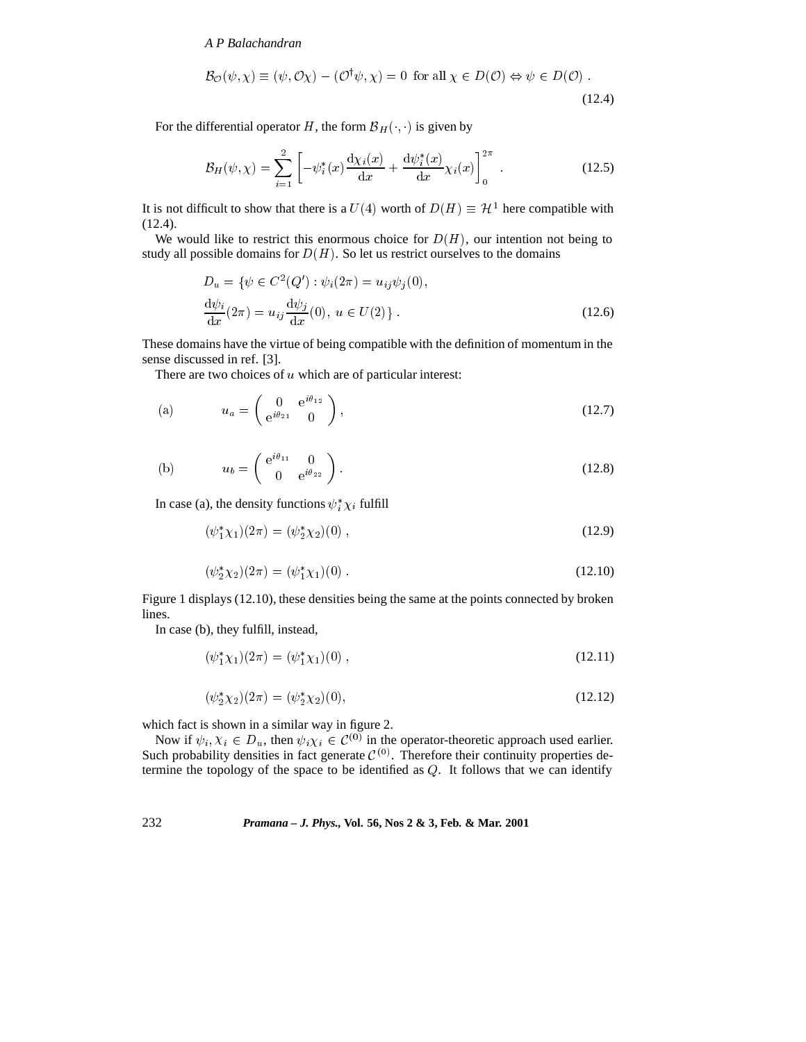$$\mathcal{B}_{\mathcal{O}}(\psi, \chi) \equiv (\psi, \mathcal{O}\chi) - (\mathcal{O}^{\dagger}\psi, \chi) = 0 \text{ for all } \chi \in D(\mathcal{O}) \Leftrightarrow \psi \in D(\mathcal{O}) . \tag{12.4}$$

For the differential operator $H$, the form $\mathcal{B}_H(\cdot, \cdot)$ is given by

$$\mathcal{B}_H(\psi, \chi) = \sum_{i=1}^{2} \left[ -\psi_i^*(x) \frac{\mathrm{d}\chi_i(x)}{\mathrm{d}x} + \frac{\mathrm{d}\psi_i^*(x)}{\mathrm{d}x} \chi_i(x) \right]_0^{2\pi} . \tag{12.5}$$

It is not difficult to show that there is a $U(4)$ worth of $D(H) \equiv \mathcal{H}^1$ here compatible with (12.4).

We would like to restrict this enormous choice for $D(H)$, our intention not being to study all possible domains for $D(H)$. So let us restrict ourselves to the domains

$$\begin{aligned} D_u = \{ &\psi \in C^2(Q') : \psi_i(2\pi) = u_{ij}\psi_j(0), \\ &\frac{\mathrm{d}\psi_i}{\mathrm{d}x}(2\pi) = u_{ij}\frac{\mathrm{d}\psi_j}{\mathrm{d}x}(0),\ u \in U(2) \} . \end{aligned} \tag{12.6}$$

These domains have the virtue of being compatible with the definition of momentum in the sense discussed in ref. [3].

There are two choices of $u$ which are of particular interest:

$$\text{(a)} \qquad u_a = \begin{pmatrix} 0 & \mathrm{e}^{i\theta_{12}} \\ \mathrm{e}^{i\theta_{21}} & 0 \end{pmatrix}, \tag{12.7}$$

$$\text{(b)} \qquad u_b = \begin{pmatrix} \mathrm{e}^{i\theta_{11}} & 0 \\ 0 & \mathrm{e}^{i\theta_{22}} \end{pmatrix}. \tag{12.8}$$

In case (a), the density functions $\psi_i^* \chi_i$ fulfill

$$(\psi_1^* \chi_1)(2\pi) = (\psi_2^* \chi_2)(0) , \tag{12.9}$$

$$(\psi_2^* \chi_2)(2\pi) = (\psi_1^* \chi_1)(0) . \tag{12.10}$$

Figure 1 displays (12.10), these densities being the same at the points connected by broken lines.

In case (b), they fulfill, instead,

$$(\psi_1^* \chi_1)(2\pi) = (\psi_1^* \chi_1)(0) , \tag{12.11}$$

$$(\psi_2^* \chi_2)(2\pi) = (\psi_2^* \chi_2)(0), \tag{12.12}$$

which fact is shown in a similar way in figure 2.

Now if $\psi_i, \chi_i \in D_u$, then $\psi_i \chi_i \in \mathcal{C}^{(0)}$ in the operator-theoretic approach used earlier. Such probability densities in fact generate $\mathcal{C}^{(0)}$. Therefore their continuity properties determine the topology of the space to be identified as $Q$. It follows that we can identify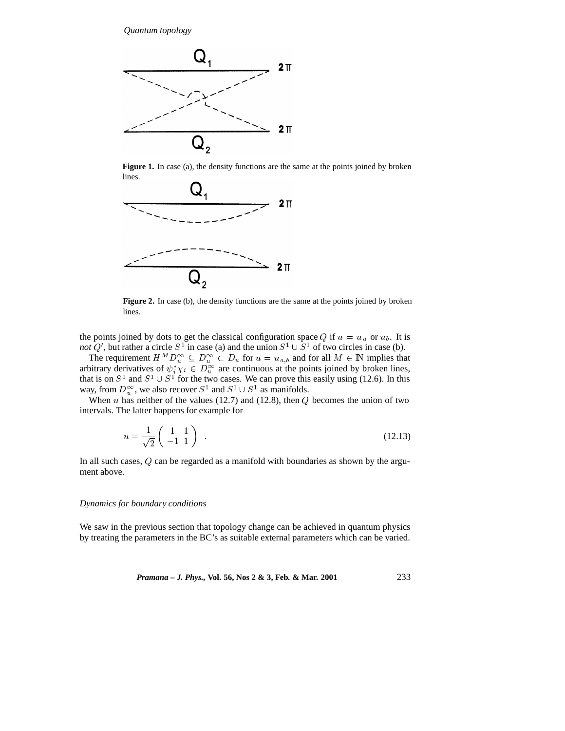**Figure 1.** In case (a), the density functions are the same at the points joined by broken lines.

**Figure 2.** In case (b), the density functions are the same at the points joined by broken lines.

the points joined by dots to get the classical configuration space $Q$ if $u = u_a$ or $u_b$. It is *not* $Q'$, but rather a circle $S^1$ in case (a) and the union $S^1 \cup S^1$ of two circles in case (b).

The requirement $H^M D_u^\infty \subseteq D_u^\infty \subset D_u$ for $u = u_{a,b}$ and for all $M \in \mathbb{N}$ implies that arbitrary derivatives of $\psi_i^* \chi_i \in D_u^\infty$ are continuous at the points joined by broken lines, that is on $S^1$ and $S^1 \cup S^1$ for the two cases. We can prove this easily using (12.6). In this way, from $D_u^\infty$, we also recover $S^1$ and $S^1 \cup S^1$ as manifolds.

When $u$ has neither of the values (12.7) and (12.8), then $Q$ becomes the union of two intervals. The latter happens for example for

$$u = \frac{1}{\sqrt{2}} \begin{pmatrix} 1 & 1 \\ -1 & 1 \end{pmatrix} \ . \tag{12.13}$$

In all such cases, $Q$ can be regarded as a manifold with boundaries as shown by the argument above.

*Dynamics for boundary conditions*

We saw in the previous section that topology change can be achieved in quantum physics by treating the parameters in the BC's as suitable external parameters which can be varied.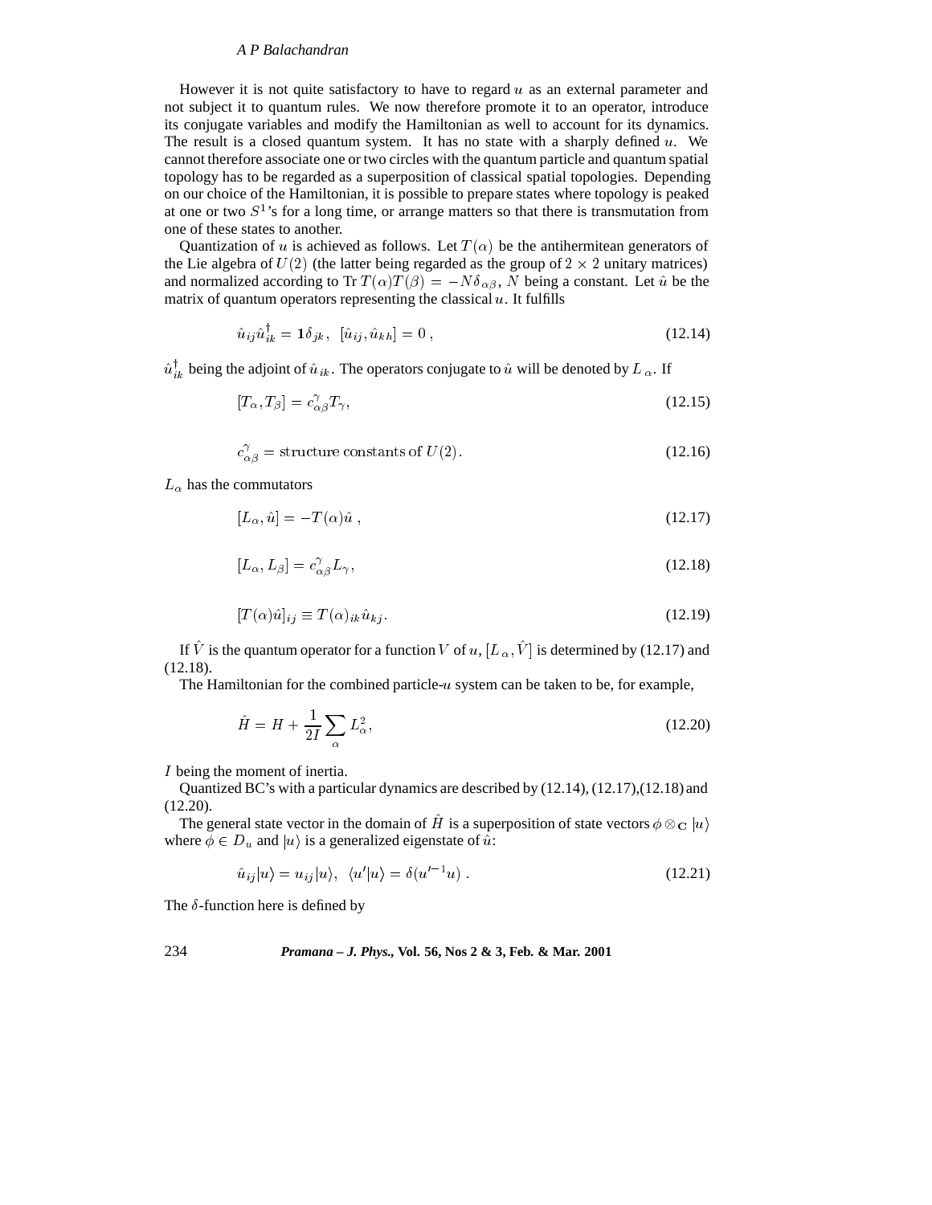However it is not quite satisfactory to have to regard $u$ as an external parameter and not subject it to quantum rules. We now therefore promote it to an operator, introduce its conjugate variables and modify the Hamiltonian as well to account for its dynamics. The result is a closed quantum system. It has no state with a sharply defined $u$. We cannot therefore associate one or two circles with the quantum particle and quantum spatial topology has to be regarded as a superposition of classical spatial topologies. Depending on our choice of the Hamiltonian, it is possible to prepare states where topology is peaked at one or two $S^1$'s for a long time, or arrange matters so that there is transmutation from one of these states to another.

Quantization of $u$ is achieved as follows. Let $T(\alpha)$ be the antihermitean generators of the Lie algebra of $U(2)$ (the latter being regarded as the group of $2 \times 2$ unitary matrices) and normalized according to Tr $T(\alpha)T(\beta) = -N\delta_{\alpha\beta}$, $N$ being a constant. Let $\hat{u}$ be the matrix of quantum operators representing the classical $u$. It fulfills

$$\hat{u}_{ij}\hat{u}^{\dagger}_{ik} = \mathbf{1}\delta_{jk}, \;\; [\hat{u}_{ij}, \hat{u}_{kh}] = 0 \,, \tag{12.14}$$

$\hat{u}^{\dagger}_{ik}$ being the adjoint of $\hat{u}_{ik}$. The operators conjugate to $\hat{u}$ will be denoted by $L_{\alpha}$. If

$$[T_{\alpha}, T_{\beta}] = c^{\gamma}_{\alpha\beta} T_{\gamma}, \tag{12.15}$$

$$c^{\gamma}_{\alpha\beta} = \text{structure constants of } U(2). \tag{12.16}$$

$L_{\alpha}$ has the commutators

$$[L_{\alpha}, \hat{u}] = -T(\alpha)\hat{u} \,, \tag{12.17}$$

$$[L_{\alpha}, L_{\beta}] = c^{\gamma}_{\alpha\beta} L_{\gamma}, \tag{12.18}$$

$$[T(\alpha)\hat{u}]_{ij} \equiv T(\alpha)_{ik}\hat{u}_{kj}. \tag{12.19}$$

If $\hat{V}$ is the quantum operator for a function $V$ of $u$, $[L_{\alpha}, \hat{V}]$ is determined by (12.17) and (12.18).

The Hamiltonian for the combined particle-$u$ system can be taken to be, for example,

$$\hat{H} = H + \frac{1}{2I}\sum_{\alpha} L^2_{\alpha}, \tag{12.20}$$

$I$ being the moment of inertia.

Quantized BC's with a particular dynamics are described by (12.14), (12.17),(12.18) and (12.20).

The general state vector in the domain of $\hat{H}$ is a superposition of state vectors $\phi \otimes_{\mathbf{C}} |u\rangle$ where $\phi \in D_u$ and $|u\rangle$ is a generalized eigenstate of $\hat{u}$:

$$\hat{u}_{ij}|u\rangle = u_{ij}|u\rangle, \;\; \langle u'|u\rangle = \delta(u'^{-1}u) \,. \tag{12.21}$$

The $\delta$-function here is defined by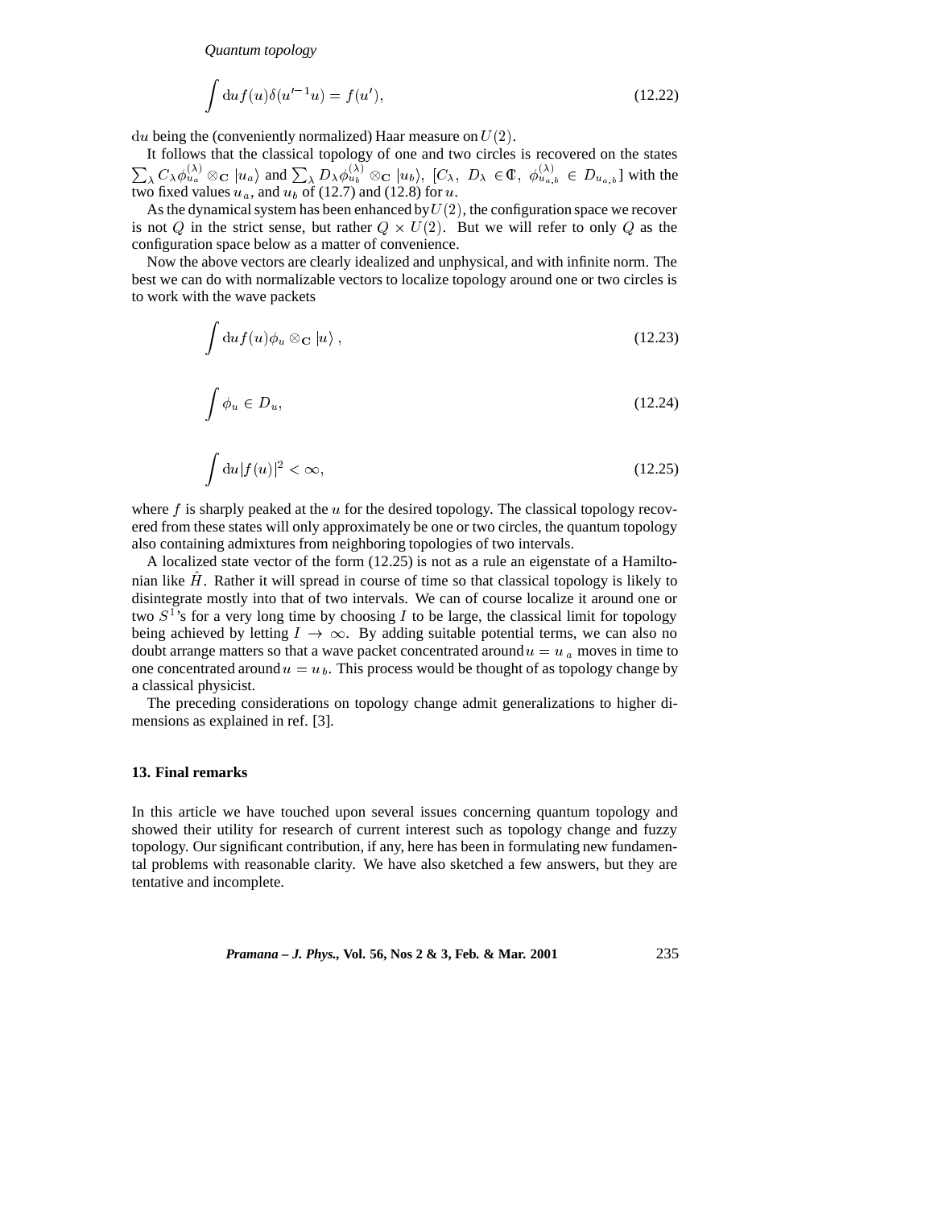$$\int \mathrm{d}u f(u) \delta(u'^{-1} u) = f(u'), \tag{12.22}$$

$\mathrm{d}u$ being the (conveniently normalized) Haar measure on $U(2)$.

It follows that the classical topology of one and two circles is recovered on the states $\sum_\lambda C_\lambda \phi_{u_a}^{(\lambda)} \otimes_{\mathbf{C}} |u_a\rangle$ and $\sum_\lambda D_\lambda \phi_{u_b}^{(\lambda)} \otimes_{\mathbf{C}} |u_b\rangle$, $[C_\lambda,\ D_\lambda \in \mathbb{C},\ \phi_{u_{a,b}}^{(\lambda)} \in D_{u_{a,b}}]$ with the two fixed values $u_a$, and $u_b$ of (12.7) and (12.8) for $u$.

As the dynamical system has been enhanced by $U(2)$, the configuration space we recover is not $Q$ in the strict sense, but rather $Q \times U(2)$. But we will refer to only $Q$ as the configuration space below as a matter of convenience.

Now the above vectors are clearly idealized and unphysical, and with infinite norm. The best we can do with normalizable vectors to localize topology around one or two circles is to work with the wave packets

$$\int \mathrm{d}u f(u) \phi_u \otimes_{\mathbf{C}} |u\rangle\,, \tag{12.23}$$

$$\int \phi_u \in D_u, \tag{12.24}$$

$$\int \mathrm{d}u |f(u)|^2 < \infty, \tag{12.25}$$

where $f$ is sharply peaked at the $u$ for the desired topology. The classical topology recovered from these states will only approximately be one or two circles, the quantum topology also containing admixtures from neighboring topologies of two intervals.

A localized state vector of the form (12.25) is not as a rule an eigenstate of a Hamiltonian like $\hat{H}$. Rather it will spread in course of time so that classical topology is likely to disintegrate mostly into that of two intervals. We can of course localize it around one or two $S^1$'s for a very long time by choosing $I$ to be large, the classical limit for topology being achieved by letting $I \to \infty$. By adding suitable potential terms, we can also no doubt arrange matters so that a wave packet concentrated around $u = u_a$ moves in time to one concentrated around $u = u_b$. This process would be thought of as topology change by a classical physicist.

The preceding considerations on topology change admit generalizations to higher dimensions as explained in ref. [3].

## 13. Final remarks

In this article we have touched upon several issues concerning quantum topology and showed their utility for research of current interest such as topology change and fuzzy topology. Our significant contribution, if any, here has been in formulating new fundamental problems with reasonable clarity. We have also sketched a few answers, but they are tentative and incomplete.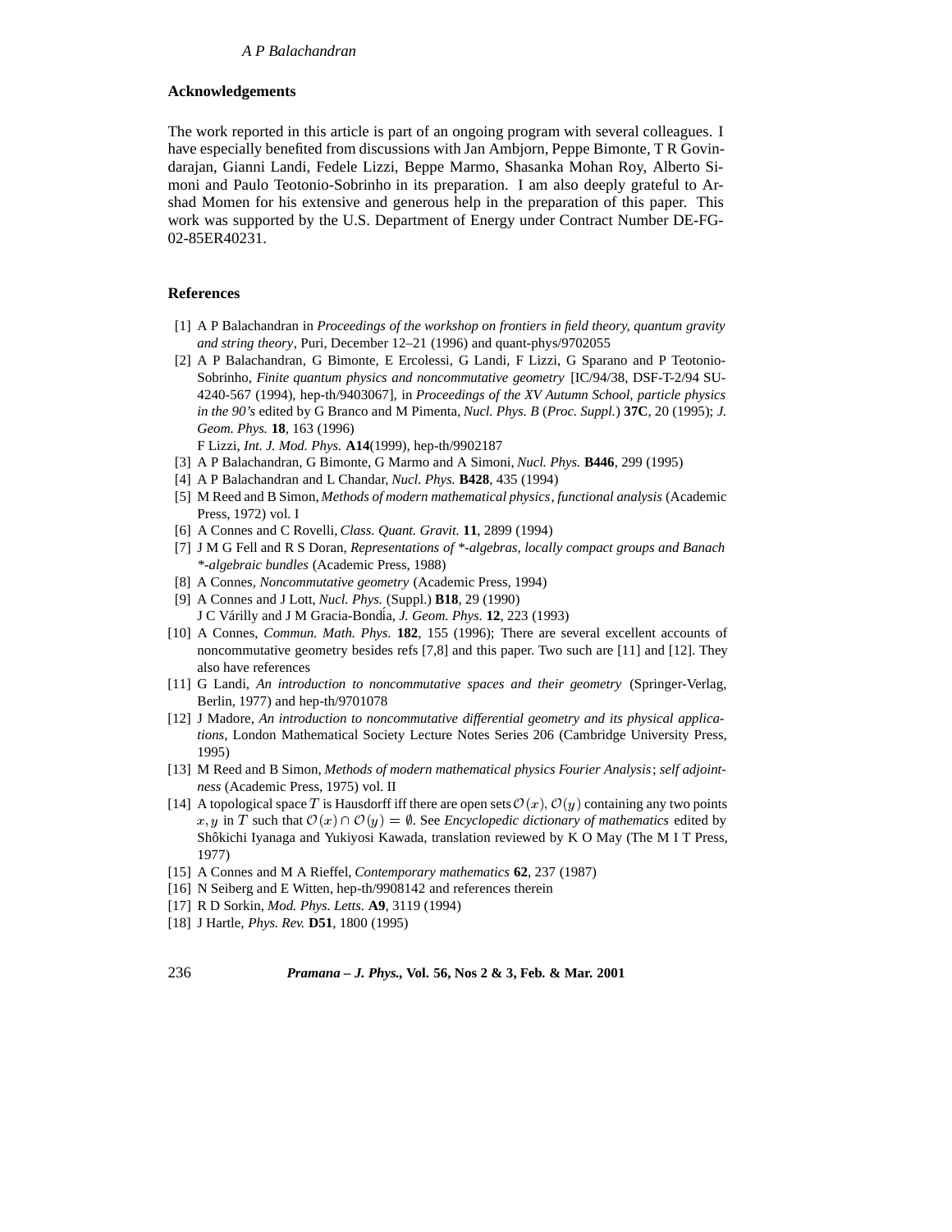## Acknowledgements

The work reported in this article is part of an ongoing program with several colleagues. I have especially benefited from discussions with Jan Ambjorn, Peppe Bimonte, T R Govindarajan, Gianni Landi, Fedele Lizzi, Beppe Marmo, Shasanka Mohan Roy, Alberto Simoni and Paulo Teotonio-Sobrinho in its preparation. I am also deeply grateful to Arshad Momen for his extensive and generous help in the preparation of this paper. This work was supported by the U.S. Department of Energy under Contract Number DE-FG-02-85ER40231.

## References

[1] A P Balachandran in *Proceedings of the workshop on frontiers in field theory, quantum gravity and string theory*, Puri, December 12–21 (1996) and quant-phys/9702055

[2] A P Balachandran, G Bimonte, E Ercolessi, G Landi, F Lizzi, G Sparano and P Teotonio-Sobrinho, *Finite quantum physics and noncommutative geometry* [IC/94/38, DSF-T-2/94 SU-4240-567 (1994), hep-th/9403067], in *Proceedings of the XV Autumn School, particle physics in the 90's* edited by G Branco and M Pimenta, *Nucl. Phys. B* (*Proc. Suppl.*) **37C**, 20 (1995); *J. Geom. Phys.* **18**, 163 (1996)
F Lizzi, *Int. J. Mod. Phys.* **A14**(1999), hep-th/9902187

[3] A P Balachandran, G Bimonte, G Marmo and A Simoni, *Nucl. Phys.* **B446**, 299 (1995)

[4] A P Balachandran and L Chandar, *Nucl. Phys.* **B428**, 435 (1994)

[5] M Reed and B Simon, *Methods of modern mathematical physics*, *functional analysis* (Academic Press, 1972) vol. I

[6] A Connes and C Rovelli, *Class. Quant. Gravit.* **11**, 2899 (1994)

[7] J M G Fell and R S Doran, *Representations of \*-algebras, locally compact groups and Banach \*-algebraic bundles* (Academic Press, 1988)

[8] A Connes, *Noncommutative geometry* (Academic Press, 1994)

[9] A Connes and J Lott, *Nucl. Phys.* (Suppl.) **B18**, 29 (1990)
J C Várilly and J M Gracia-Bondía, *J. Geom. Phys.* **12**, 223 (1993)

[10] A Connes, *Commun. Math. Phys.* **182**, 155 (1996); There are several excellent accounts of noncommutative geometry besides refs [7,8] and this paper. Two such are [11] and [12]. They also have references

[11] G Landi, *An introduction to noncommutative spaces and their geometry* (Springer-Verlag, Berlin, 1977) and hep-th/9701078

[12] J Madore, *An introduction to noncommutative differential geometry and its physical applications*, London Mathematical Society Lecture Notes Series 206 (Cambridge University Press, 1995)

[13] M Reed and B Simon, *Methods of modern mathematical physics Fourier Analysis*; *self adjointness* (Academic Press, 1975) vol. II

[14] A topological space $T$ is Hausdorff iff there are open sets $\mathcal{O}(x)$, $\mathcal{O}(y)$ containing any two points $x, y$ in $T$ such that $\mathcal{O}(x) \cap \mathcal{O}(y) = \emptyset$. See *Encyclopedic dictionary of mathematics* edited by Shôkichi Iyanaga and Yukiyosi Kawada, translation reviewed by K O May (The M I T Press, 1977)

[15] A Connes and M A Rieffel, *Contemporary mathematics* **62**, 237 (1987)

[16] N Seiberg and E Witten, hep-th/9908142 and references therein

[17] R D Sorkin, *Mod. Phys. Letts.* **A9**, 3119 (1994)

[18] J Hartle, *Phys. Rev.* **D51**, 1800 (1995)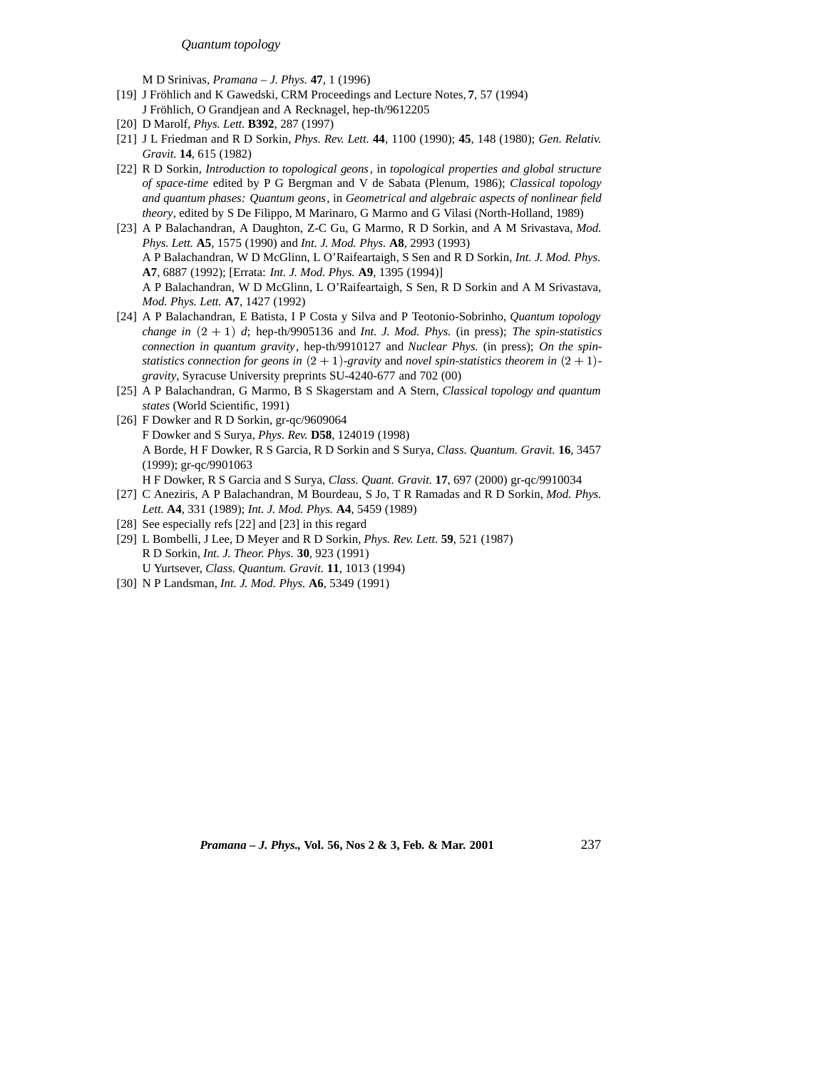M D Srinivas, *Pramana – J. Phys.* **47**, 1 (1996)

[19] J Fröhlich and K Gawedski, CRM Proceedings and Lecture Notes, **7**, 57 (1994)
J Fröhlich, O Grandjean and A Recknagel, hep-th/9612205

[20] D Marolf, *Phys. Lett.* **B392**, 287 (1997)

[21] J L Friedman and R D Sorkin, *Phys. Rev. Lett.* **44**, 1100 (1990); **45**, 148 (1980); *Gen. Relativ. Gravit.* **14**, 615 (1982)

[22] R D Sorkin, *Introduction to topological geons*, in *topological properties and global structure of space-time* edited by P G Bergman and V de Sabata (Plenum, 1986); *Classical topology and quantum phases: Quantum geons*, in *Geometrical and algebraic aspects of nonlinear field theory*, edited by S De Filippo, M Marinaro, G Marmo and G Vilasi (North-Holland, 1989)

[23] A P Balachandran, A Daughton, Z-C Gu, G Marmo, R D Sorkin, and A M Srivastava, *Mod. Phys. Lett.* **A5**, 1575 (1990) and *Int. J. Mod. Phys.* **A8**, 2993 (1993)
A P Balachandran, W D McGlinn, L O'Raifeartaigh, S Sen and R D Sorkin, *Int. J. Mod. Phys.* **A7**, 6887 (1992); [Errata: *Int. J. Mod. Phys.* **A9**, 1395 (1994)]
A P Balachandran, W D McGlinn, L O'Raifeartaigh, S Sen, R D Sorkin and A M Srivastava, *Mod. Phys. Lett.* **A7**, 1427 (1992)

[24] A P Balachandran, E Batista, I P Costa y Silva and P Teotonio-Sobrinho, *Quantum topology change in* $(2+1)$ *d*; hep-th/9905136 and *Int. J. Mod. Phys.* (in press); *The spin-statistics connection in quantum gravity*, hep-th/9910127 and *Nuclear Phys.* (in press); *On the spin-statistics connection for geons in* $(2+1)$*-gravity* and *novel spin-statistics theorem in* $(2+1)$*-gravity*, Syracuse University preprints SU-4240-677 and 702 (00)

[25] A P Balachandran, G Marmo, B S Skagerstam and A Stern, *Classical topology and quantum states* (World Scientific, 1991)

[26] F Dowker and R D Sorkin, gr-qc/9609064
F Dowker and S Surya, *Phys. Rev.* **D58**, 124019 (1998)
A Borde, H F Dowker, R S Garcia, R D Sorkin and S Surya, *Class. Quantum. Gravit.* **16**, 3457 (1999); gr-qc/9901063
H F Dowker, R S Garcia and S Surya, *Class. Quant. Gravit.* **17**, 697 (2000) gr-qc/9910034

[27] C Aneziris, A P Balachandran, M Bourdeau, S Jo, T R Ramadas and R D Sorkin, *Mod. Phys. Lett.* **A4**, 331 (1989); *Int. J. Mod. Phys.* **A4**, 5459 (1989)

[28] See especially refs [22] and [23] in this regard

[29] L Bombelli, J Lee, D Meyer and R D Sorkin, *Phys. Rev. Lett.* **59**, 521 (1987)
R D Sorkin, *Int. J. Theor. Phys.* **30**, 923 (1991)
U Yurtsever, *Class. Quantum. Gravit.* **11**, 1013 (1994)

[30] N P Landsman, *Int. J. Mod. Phys.* **A6**, 5349 (1991)